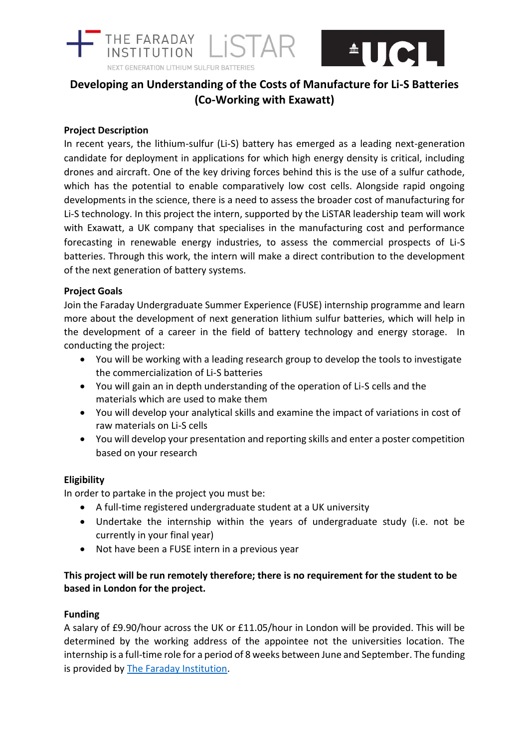# Developing an Understanding of the Costs of Manufacture for Li-S Batteries (Co-Working with Exawatt)

## Project Description

In recent years, the lithium-sulfur (Li-S) battery has emerged as a leading next-generation candidate for deployment in applications for which high energy density is critical, including drones and aircraft. One of the key driving forces behind this is the use of a sulfur cathode, which has the potential to enable comparatively low cost cells. Alongside rapid ongoing developments in the science, there is a need to assess the broader cost of manufacturing for Li-S technology. In this project the intern, supported by the LiSTAR leadership team will work with Exawatt, a UK company that specialises in the manufacturing cost and performance forecasting in renewable energy industries, to assess the commercial prospects of Li-S batteries. Through this work, the intern will make a direct contribution to the development of the next generation of battery systems.

## Project Goals

Join the Faraday Undergraduate Summer Experience (FUSE) internship programme and learn more about the development of next generation lithium sulfur batteries, which will help in the development of a career in the field of battery technology and energy storage. In conducting the project:

- You will be working with a leading research group to develop the tools to investigate the commercialization of Li-S batteries
- You will gain an in depth understanding of the operation of Li-S cells and the materials which are used to make them
- You will develop your analytical skills and examine the impact of variations in cost of raw materials on Li-S cells
- You will develop your presentation and reporting skills and enter a poster competition based on your research

## Eligibility

In order to partake in the project you must be:

- A full-time registered undergraduate student at a UK university
- Undertake the internship within the years of undergraduate study (i.e. not be currently in your final year)
- Not have been a FUSE intern in a previous year

**This project will be run remotely therefore; there is no requirement for the student to be based in London for the project.**

## Funding

A salary of £9.90/hour across the UK or £11.05/hour in London will be provided. This will be determined by the working address of the appointee not the universities location. The internship is a full-time role for a period of 8 weeks between June and September. The funding is provided by The Faraday Institution.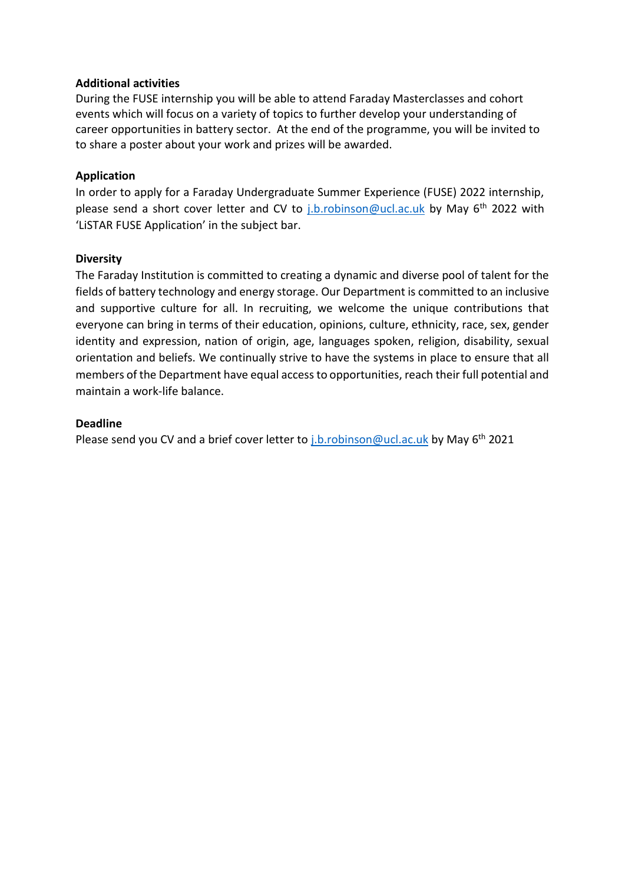**Additional activities**

During the FUSE internship you will be able to attend Faraday Masterclasses and cohort events which will focus on a variety of topics to further develop your understanding of career opportunities in battery sector. At the end of the programme, you will be invited to to share a poster about your work and prizes will be awarded.

**Application**

In order to apply for a Faraday Undergraduate Summer Experience (FUSE) 2022 internship, please send a short cover letter and CV to j.b.robinson@ucl.ac.uk by May 6th 2022 with 'LiSTAR FUSE Application' in the subject bar.

**Diversity**

The Faraday Institution is committed to creating a dynamic and diverse pool of talent for the fields of battery technology and energy storage. Our Department is committed to an inclusive and supportive culture for all. In recruiting, we welcome the unique contributions that everyone can bring in terms of their education, opinions, culture, ethnicity, race, sex, gender identity and expression, nation of origin, age, languages spoken, religion, disability, sexual orientation and beliefs. We continually strive to have the systems in place to ensure that all members of the Department have equal access to opportunities, reach their full potential and maintain a work-life balance.

**Deadline**

Please send you CV and a brief cover letter to j.b.robinson@ucl.ac.uk by May 6th 2021